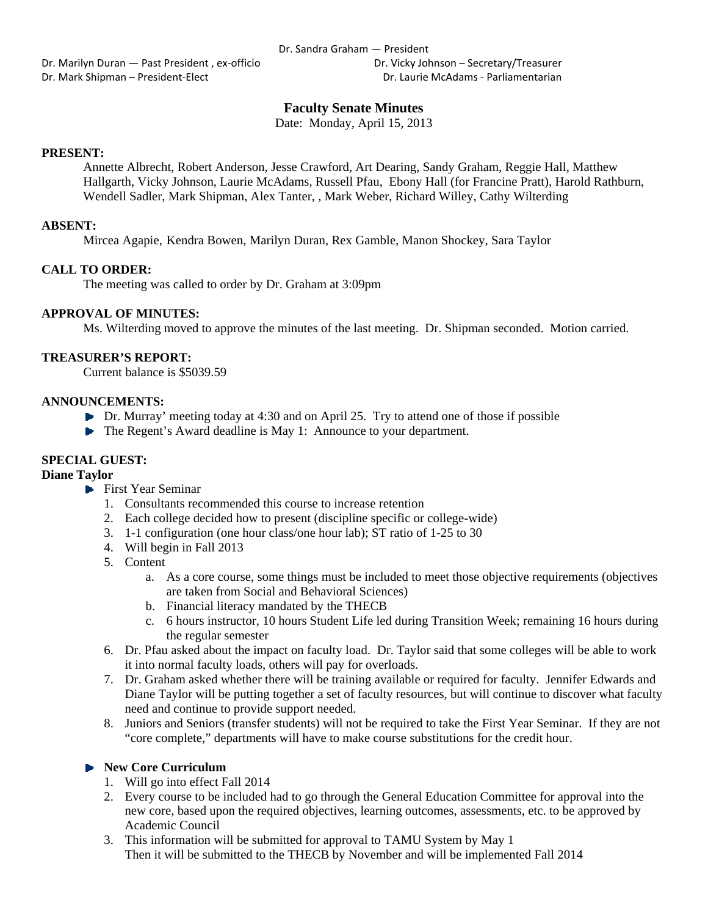Dr. Sandra Graham — President

Dr. Marilyn Duran — Past President , ex-officio

Dr. Vicky Johnson – Secretary/Treasurer

Dr. Mark Shipman – President-Elect

Dr. Laurie McAdams - Parliamentarian

# Faculty Senate Minutes

Date: Monday, April 15, 2013

**PRESENT:**

Annette Albrecht, Robert Anderson, Jesse Crawford, Art Dearing, Sandy Graham, Reggie Hall, Matthew Hallgarth, Vicky Johnson, Laurie McAdams, Russell Pfau, Ebony Hall (for Francine Pratt), Harold Rathburn, Wendell Sadler, Mark Shipman, Alex Tanter, , Mark Weber, Richard Willey, Cathy Wilterding

**ABSENT:**

Mircea Agapie, Kendra Bowen, Marilyn Duran, Rex Gamble, Manon Shockey, Sara Taylor

**CALL TO ORDER:**

The meeting was called to order by Dr. Graham at 3:09pm

**APPROVAL OF MINUTES:**

Ms. Wilterding moved to approve the minutes of the last meeting. Dr. Shipman seconded. Motion carried.

**TREASURER'S REPORT:**

Current balance is $5039.59

**ANNOUNCEMENTS:**

- Dr. Murray' meeting today at 4:30 and on April 25. Try to attend one of those if possible
- The Regent's Award deadline is May 1: Announce to your department.

**SPECIAL GUEST:**

**Diane Taylor**

- First Year Seminar
  1. Consultants recommended this course to increase retention
  2. Each college decided how to present (discipline specific or college-wide)
  3. 1-1 configuration (one hour class/one hour lab); ST ratio of 1-25 to 30
  4. Will begin in Fall 2013
  5. Content
     a. As a core course, some things must be included to meet those objective requirements (objectives are taken from Social and Behavioral Sciences)
     b. Financial literacy mandated by the THECB
     c. 6 hours instructor, 10 hours Student Life led during Transition Week; remaining 16 hours during the regular semester
  6. Dr. Pfau asked about the impact on faculty load. Dr. Taylor said that some colleges will be able to work it into normal faculty loads, others will pay for overloads.
  7. Dr. Graham asked whether there will be training available or required for faculty. Jennifer Edwards and Diane Taylor will be putting together a set of faculty resources, but will continue to discover what faculty need and continue to provide support needed.
  8. Juniors and Seniors (transfer students) will not be required to take the First Year Seminar. If they are not "core complete," departments will have to make course substitutions for the credit hour.

- **New Core Curriculum**
  1. Will go into effect Fall 2014
  2. Every course to be included had to go through the General Education Committee for approval into the new core, based upon the required objectives, learning outcomes, assessments, etc. to be approved by Academic Council
  3. This information will be submitted for approval to TAMU System by May 1
     Then it will be submitted to the THECB by November and will be implemented Fall 2014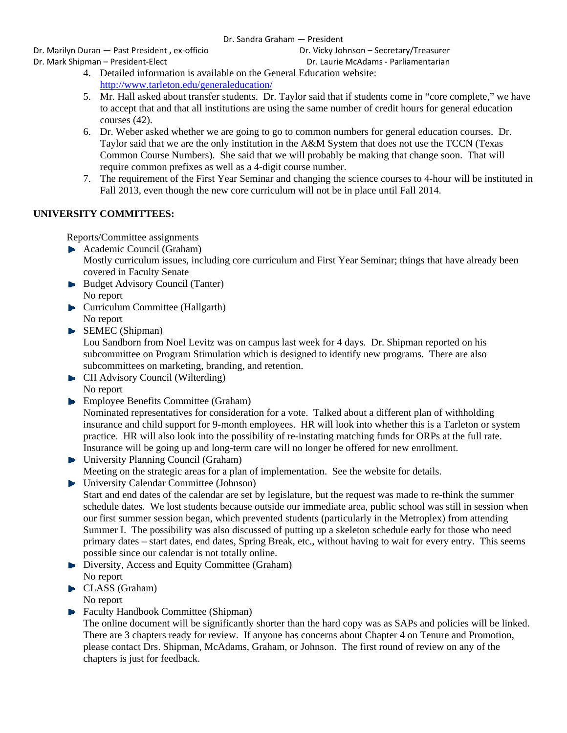4. Detailed information is available on the General Education website: http://www.tarleton.edu/generaleducation/
5. Mr. Hall asked about transfer students. Dr. Taylor said that if students come in "core complete," we have to accept that and that all institutions are using the same number of credit hours for general education courses (42).
6. Dr. Weber asked whether we are going to go to common numbers for general education courses. Dr. Taylor said that we are the only institution in the A&M System that does not use the TCCN (Texas Common Course Numbers). She said that we will probably be making that change soon. That will require common prefixes as well as a 4-digit course number.
7. The requirement of the First Year Seminar and changing the science courses to 4-hour will be instituted in Fall 2013, even though the new core curriculum will not be in place until Fall 2014.

**UNIVERSITY COMMITTEES:**

Reports/Committee assignments

- Academic Council (Graham)
  Mostly curriculum issues, including core curriculum and First Year Seminar; things that have already been covered in Faculty Senate
- Budget Advisory Council (Tanter)
  No report
- Curriculum Committee (Hallgarth)
  No report
- SEMEC (Shipman)
  Lou Sandborn from Noel Levitz was on campus last week for 4 days. Dr. Shipman reported on his subcommittee on Program Stimulation which is designed to identify new programs. There are also subcommittees on marketing, branding, and retention.
- CII Advisory Council (Wilterding)
  No report
- Employee Benefits Committee (Graham)
  Nominated representatives for consideration for a vote. Talked about a different plan of withholding insurance and child support for 9-month employees. HR will look into whether this is a Tarleton or system practice. HR will also look into the possibility of re-instating matching funds for ORPs at the full rate. Insurance will be going up and long-term care will no longer be offered for new enrollment.
- University Planning Council (Graham)
  Meeting on the strategic areas for a plan of implementation. See the website for details.
- University Calendar Committee (Johnson)
  Start and end dates of the calendar are set by legislature, but the request was made to re-think the summer schedule dates. We lost students because outside our immediate area, public school was still in session when our first summer session began, which prevented students (particularly in the Metroplex) from attending Summer I. The possibility was also discussed of putting up a skeleton schedule early for those who need primary dates – start dates, end dates, Spring Break, etc., without having to wait for every entry. This seems possible since our calendar is not totally online.
- Diversity, Access and Equity Committee (Graham)
  No report
- CLASS (Graham)
  No report
- Faculty Handbook Committee (Shipman)
  The online document will be significantly shorter than the hard copy was as SAPs and policies will be linked. There are 3 chapters ready for review. If anyone has concerns about Chapter 4 on Tenure and Promotion, please contact Drs. Shipman, McAdams, Graham, or Johnson. The first round of review on any of the chapters is just for feedback.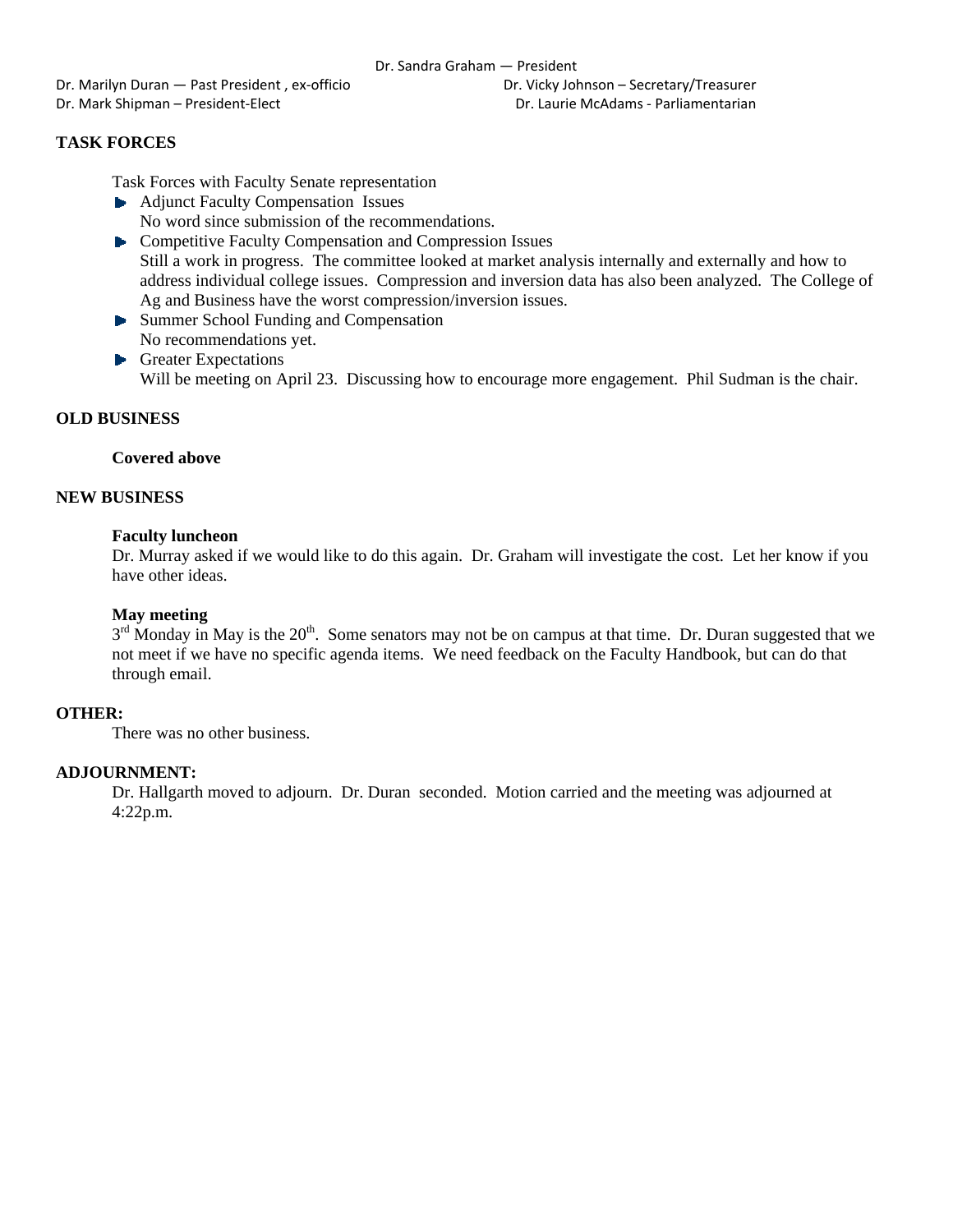## TASK FORCES

Task Forces with Faculty Senate representation

- Adjunct Faculty Compensation Issues
  No word since submission of the recommendations.
- Competitive Faculty Compensation and Compression Issues
  Still a work in progress. The committee looked at market analysis internally and externally and how to address individual college issues. Compression and inversion data has also been analyzed. The College of Ag and Business have the worst compression/inversion issues.
- Summer School Funding and Compensation
  No recommendations yet.
- Greater Expectations
  Will be meeting on April 23. Discussing how to encourage more engagement. Phil Sudman is the chair.

## OLD BUSINESS

**Covered above**

## NEW BUSINESS

**Faculty luncheon**

Dr. Murray asked if we would like to do this again. Dr. Graham will investigate the cost. Let her know if you have other ideas.

**May meeting**

3rd Monday in May is the 20th. Some senators may not be on campus at that time. Dr. Duran suggested that we not meet if we have no specific agenda items. We need feedback on the Faculty Handbook, but can do that through email.

## OTHER:

There was no other business.

## ADJOURNMENT:

Dr. Hallgarth moved to adjourn. Dr. Duran seconded. Motion carried and the meeting was adjourned at 4:22p.m.